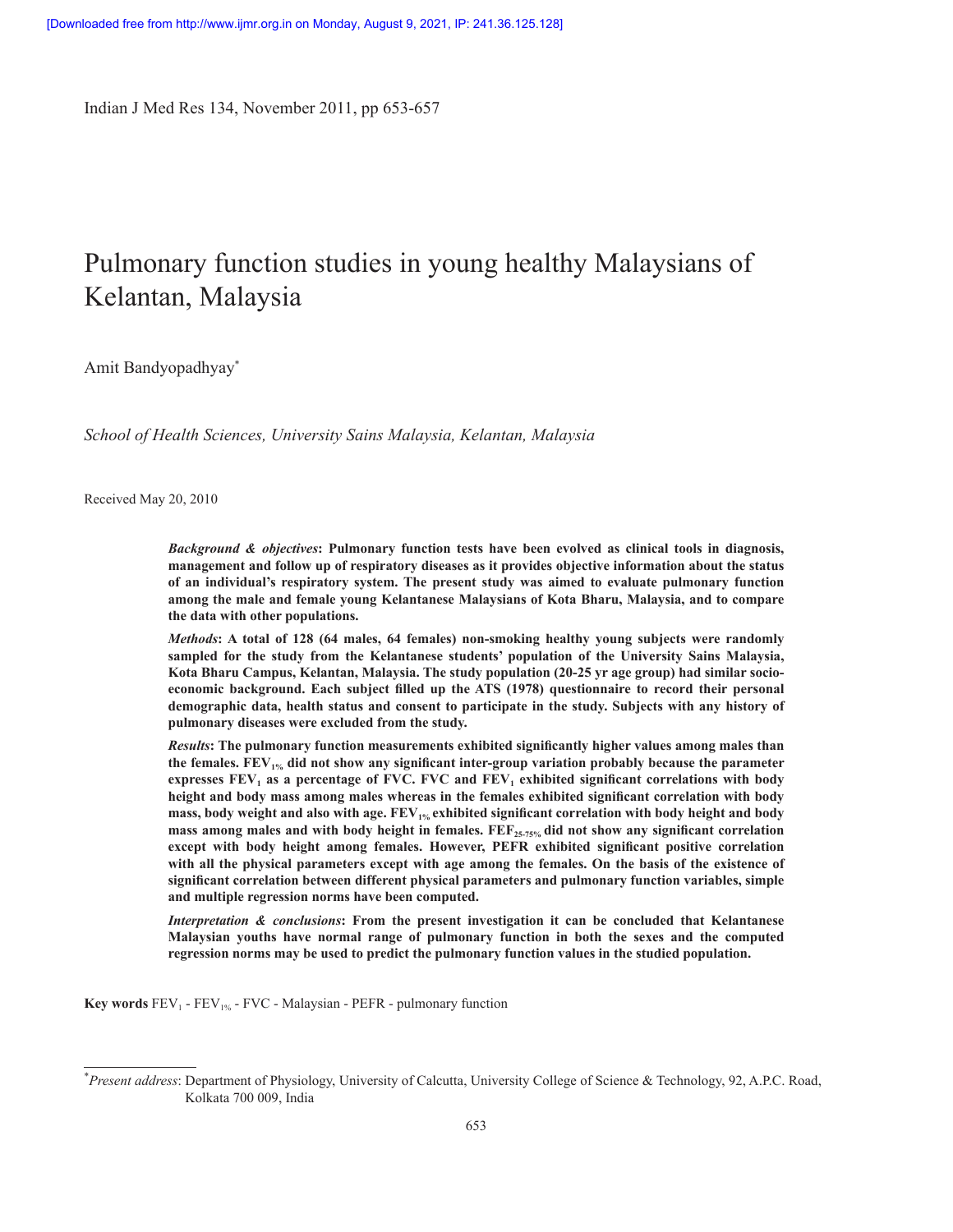# Pulmonary function studies in young healthy Malaysians of Kelantan, Malaysia

Amit Bandyopadhyay[*]

*School of Health Sciences, University Sains Malaysia, Kelantan, Malaysia*

Received May 20, 2010

***Background & objectives*: Pulmonary function tests have been evolved as clinical tools in diagnosis, management and follow up of respiratory diseases as it provides objective information about the status of an individual's respiratory system. The present study was aimed to evaluate pulmonary function among the male and female young Kelantanese Malaysians of Kota Bharu, Malaysia, and to compare the data with other populations.**

***Methods*: A total of 128 (64 males, 64 females) non-smoking healthy young subjects were randomly sampled for the study from the Kelantanese students' population of the University Sains Malaysia, Kota Bharu Campus, Kelantan, Malaysia. The study population (20-25 yr age group) had similar socio-economic background. Each subject filled up the ATS (1978) questionnaire to record their personal demographic data, health status and consent to participate in the study. Subjects with any history of pulmonary diseases were excluded from the study.**

***Results*: The pulmonary function measurements exhibited significantly higher values among males than the females. $FEV_{1\%}$ did not show any significant inter-group variation probably because the parameter expresses $FEV_1$ as a percentage of FVC. FVC and $FEV_1$ exhibited significant correlations with body height and body mass among males whereas in the females exhibited significant correlation with body mass, body weight and also with age. $FEV_{1\%}$ exhibited significant correlation with body height and body mass among males and with body height in females. $FEF_{25\text{-}75\%}$ did not show any significant correlation except with body height among females. However, PEFR exhibited significant positive correlation with all the physical parameters except with age among the females. On the basis of the existence of significant correlation between different physical parameters and pulmonary function variables, simple and multiple regression norms have been computed.**

***Interpretation & conclusions*: From the present investigation it can be concluded that Kelantanese Malaysian youths have normal range of pulmonary function in both the sexes and the computed regression norms may be used to predict the pulmonary function values in the studied population.**

**Key words** $FEV_1$ - $FEV_{1\%}$ - FVC - Malaysian - PEFR - pulmonary function

---

[*] *Present address*: Department of Physiology, University of Calcutta, University College of Science & Technology, 92, A.P.C. Road, Kolkata 700 009, India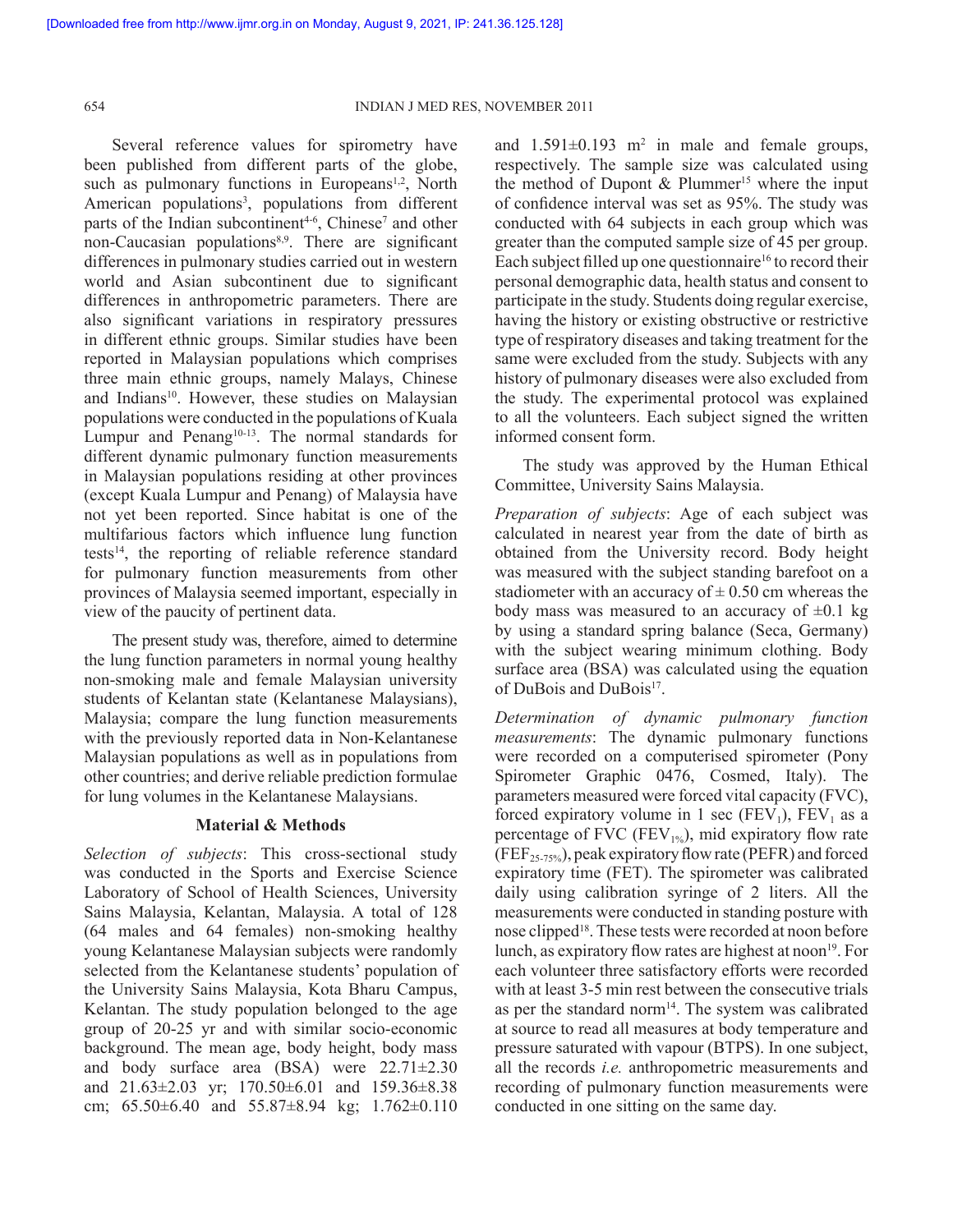Several reference values for spirometry have been published from different parts of the globe, such as pulmonary functions in Europeans[1,2], North American populations[3], populations from different parts of the Indian subcontinent[4-6], Chinese[7] and other non-Caucasian populations[8,9]. There are significant differences in pulmonary studies carried out in western world and Asian subcontinent due to significant differences in anthropometric parameters. There are also significant variations in respiratory pressures in different ethnic groups. Similar studies have been reported in Malaysian populations which comprises three main ethnic groups, namely Malays, Chinese and Indians[10]. However, these studies on Malaysian populations were conducted in the populations of Kuala Lumpur and Penang[10-13]. The normal standards for different dynamic pulmonary function measurements in Malaysian populations residing at other provinces (except Kuala Lumpur and Penang) of Malaysia have not yet been reported. Since habitat is one of the multifarious factors which influence lung function tests[14], the reporting of reliable reference standard for pulmonary function measurements from other provinces of Malaysia seemed important, especially in view of the paucity of pertinent data.

The present study was, therefore, aimed to determine the lung function parameters in normal young healthy non-smoking male and female Malaysian university students of Kelantan state (Kelantanese Malaysians), Malaysia; compare the lung function measurements with the previously reported data in Non-Kelantanese Malaysian populations as well as in populations from other countries; and derive reliable prediction formulae for lung volumes in the Kelantanese Malaysians.

## Material & Methods

*Selection of subjects*: This cross-sectional study was conducted in the Sports and Exercise Science Laboratory of School of Health Sciences, University Sains Malaysia, Kelantan, Malaysia. A total of 128 (64 males and 64 females) non-smoking healthy young Kelantanese Malaysian subjects were randomly selected from the Kelantanese students' population of the University Sains Malaysia, Kota Bharu Campus, Kelantan. The study population belonged to the age group of 20-25 yr and with similar socio-economic background. The mean age, body height, body mass and body surface area (BSA) were 22.71±2.30 and 21.63±2.03 yr; 170.50±6.01 and 159.36±8.38 cm; 65.50±6.40 and 55.87±8.94 kg; 1.762±0.110 and 1.591±0.193 $m^2$ in male and female groups, respectively. The sample size was calculated using the method of Dupont & Plummer[15] where the input of confidence interval was set as 95%. The study was conducted with 64 subjects in each group which was greater than the computed sample size of 45 per group. Each subject filled up one questionnaire[16] to record their personal demographic data, health status and consent to participate in the study. Students doing regular exercise, having the history or existing obstructive or restrictive type of respiratory diseases and taking treatment for the same were excluded from the study. Subjects with any history of pulmonary diseases were also excluded from the study. The experimental protocol was explained to all the volunteers. Each subject signed the written informed consent form.

The study was approved by the Human Ethical Committee, University Sains Malaysia.

*Preparation of subjects*: Age of each subject was calculated in nearest year from the date of birth as obtained from the University record. Body height was measured with the subject standing barefoot on a stadiometer with an accuracy of ± 0.50 cm whereas the body mass was measured to an accuracy of ±0.1 kg by using a standard spring balance (Seca, Germany) with the subject wearing minimum clothing. Body surface area (BSA) was calculated using the equation of DuBois and DuBois[17].

*Determination of dynamic pulmonary function measurements*: The dynamic pulmonary functions were recorded on a computerised spirometer (Pony Spirometer Graphic 0476, Cosmed, Italy). The parameters measured were forced vital capacity (FVC), forced expiratory volume in 1 sec ($FEV_1$), $FEV_1$ as a percentage of FVC ($FEV_{1\%}$), mid expiratory flow rate ($FEF_{25-75\%}$), peak expiratory flow rate (PEFR) and forced expiratory time (FET). The spirometer was calibrated daily using calibration syringe of 2 liters. All the measurements were conducted in standing posture with nose clipped[18]. These tests were recorded at noon before lunch, as expiratory flow rates are highest at noon[19]. For each volunteer three satisfactory efforts were recorded with at least 3-5 min rest between the consecutive trials as per the standard norm[14]. The system was calibrated at source to read all measures at body temperature and pressure saturated with vapour (BTPS). In one subject, all the records *i.e.* anthropometric measurements and recording of pulmonary function measurements were conducted in one sitting on the same day.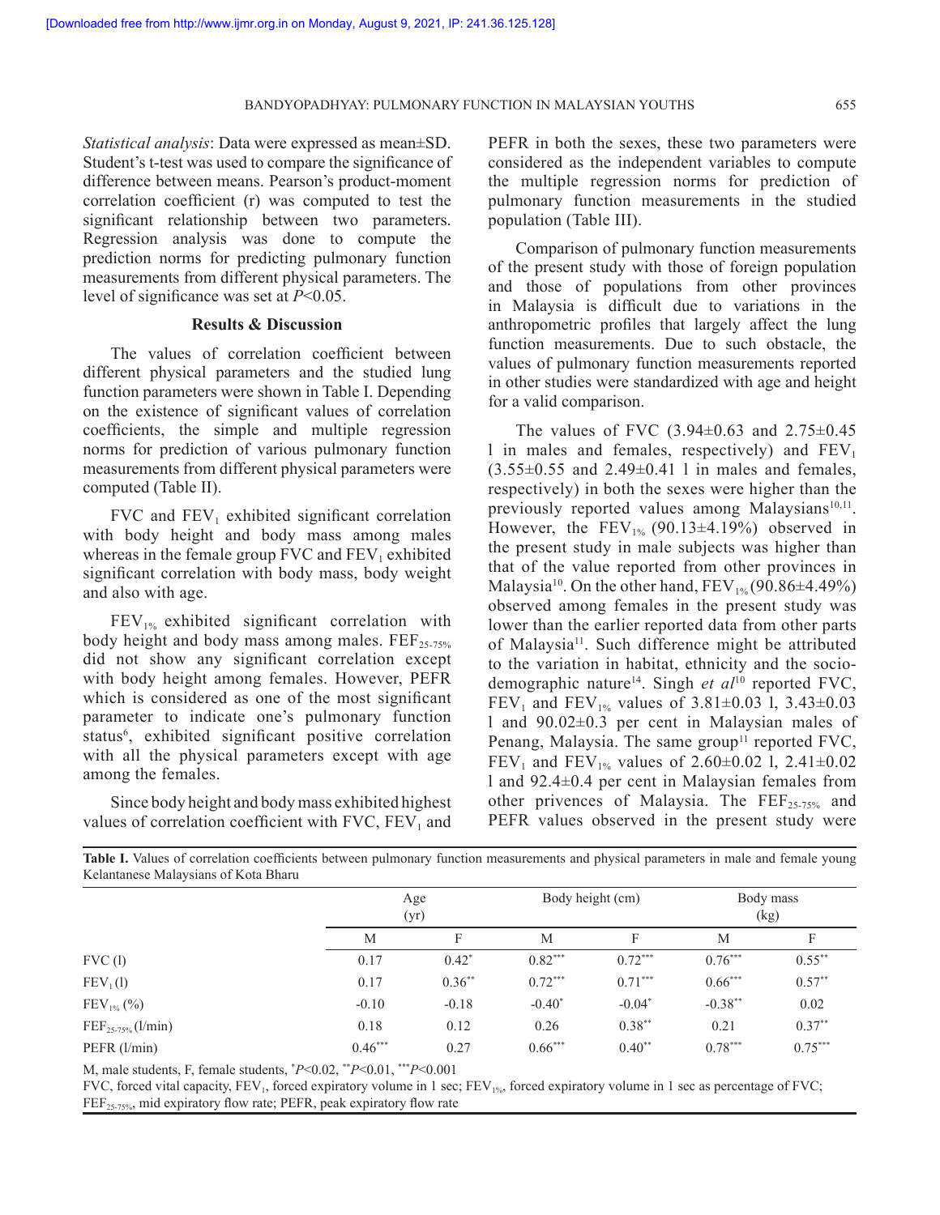*Statistical analysis*: Data were expressed as mean±SD. Student's t-test was used to compare the significance of difference between means. Pearson's product-moment correlation coefficient (r) was computed to test the significant relationship between two parameters. Regression analysis was done to compute the prediction norms for predicting pulmonary function measurements from different physical parameters. The level of significance was set at $P<0.05$.

## Results & Discussion

The values of correlation coefficient between different physical parameters and the studied lung function parameters were shown in Table I. Depending on the existence of significant values of correlation coefficients, the simple and multiple regression norms for prediction of various pulmonary function measurements from different physical parameters were computed (Table II).

FVC and $FEV_1$ exhibited significant correlation with body height and body mass among males whereas in the female group FVC and $FEV_1$ exhibited significant correlation with body mass, body weight and also with age.

$FEV_{1\%}$ exhibited significant correlation with body height and body mass among males. $FEF_{25-75\%}$ did not show any significant correlation except with body height among females. However, PEFR which is considered as one of the most significant parameter to indicate one's pulmonary function status[6], exhibited significant positive correlation with all the physical parameters except with age among the females.

Since body height and body mass exhibited highest values of correlation coefficient with FVC, $FEV_1$ and PEFR in both the sexes, these two parameters were considered as the independent variables to compute the multiple regression norms for prediction of pulmonary function measurements in the studied population (Table III).

Comparison of pulmonary function measurements of the present study with those of foreign population and those of populations from other provinces in Malaysia is difficult due to variations in the anthropometric profiles that largely affect the lung function measurements. Due to such obstacle, the values of pulmonary function measurements reported in other studies were standardized with age and height for a valid comparison.

The values of FVC (3.94±0.63 and 2.75±0.45 l in males and females, respectively) and $FEV_1$ (3.55±0.55 and 2.49±0.41 l in males and females, respectively) in both the sexes were higher than the previously reported values among Malaysians[10,11]. However, the $FEV_{1\%}$ (90.13±4.19%) observed in the present study in male subjects was higher than that of the value reported from other provinces in Malaysia[10]. On the other hand, $FEV_{1\%}$ (90.86±4.49%) observed among females in the present study was lower than the earlier reported data from other parts of Malaysia[11]. Such difference might be attributed to the variation in habitat, ethnicity and the socio-demographic nature[14]. Singh *et al*[10] reported FVC, $FEV_1$ and $FEV_{1\%}$ values of 3.81±0.03 l, 3.43±0.03 l and 90.02±0.3 per cent in Malaysian males of Penang, Malaysia. The same group[11] reported FVC, $FEV_1$ and $FEV_{1\%}$ values of 2.60±0.02 l, 2.41±0.02 l and 92.4±0.4 per cent in Malaysian females from other privences of Malaysia. The $FEF_{25-75\%}$ and PEFR values observed in the present study were

**Table I.** Values of correlation coefficients between pulmonary function measurements and physical parameters in male and female young Kelantanese Malaysians of Kota Bharu

| | Age (yr) | | Body height (cm) | | Body mass (kg) | |
|---|---|---|---|---|---|---|
| | M | F | M | F | M | F |
| FVC (l) | 0.17 | 0.42* | 0.82*** | 0.72*** | 0.76*** | 0.55** |
| $FEV_1$ (l) | 0.17 | 0.36** | 0.72*** | 0.71*** | 0.66*** | 0.57** |
| $FEV_{1\%}$ (%) | -0.10 | -0.18 | -0.40* | -0.04* | -0.38** | 0.02 |
| $FEF_{25-75\%}$ (l/min) | 0.18 | 0.12 | 0.26 | 0.38** | 0.21 | 0.37** |
| PEFR (l/min) | 0.46*** | 0.27 | 0.66*** | 0.40** | 0.78*** | 0.75*** |

M, male students, F, female students, \*$P<0.02$, \*\*$P<0.01$, \*\*\*$P<0.001$

FVC, forced vital capacity, $FEV_1$, forced expiratory volume in 1 sec; $FEV_{1\%}$, forced expiratory volume in 1 sec as percentage of FVC; $FEF_{25-75\%}$, mid expiratory flow rate; PEFR, peak expiratory flow rate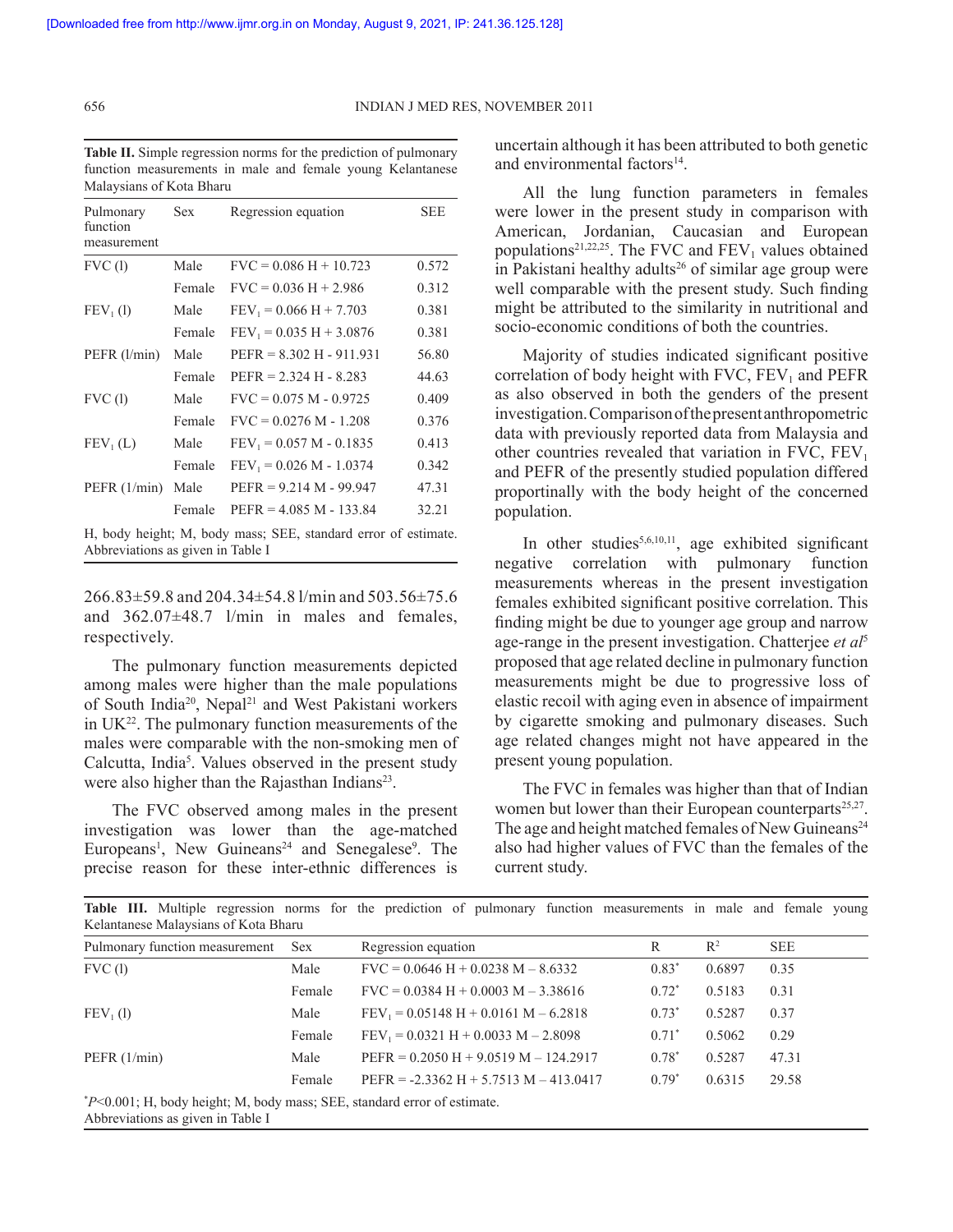**Table II.** Simple regression norms for the prediction of pulmonary function measurements in male and female young Kelantanese Malaysians of Kota Bharu

| Pulmonary function measurement | Sex | Regression equation | SEE |
|---|---|---|---|
| FVC (l) | Male | FVC = 0.086 H + 10.723 | 0.572 |
| | Female | FVC = 0.036 H + 2.986 | 0.312 |
| $FEV_1$ (l) | Male | $FEV_1$ = 0.066 H + 7.703 | 0.381 |
| | Female | $FEV_1$ = 0.035 H + 3.0876 | 0.381 |
| PEFR (l/min) | Male | PEFR = 8.302 H - 911.931 | 56.80 |
| | Female | PEFR = 2.324 H - 8.283 | 44.63 |
| FVC (l) | Male | FVC = 0.075 M - 0.9725 | 0.409 |
| | Female | FVC = 0.0276 M - 1.208 | 0.376 |
| $FEV_1$ (L) | Male | $FEV_1$ = 0.057 M - 0.1835 | 0.413 |
| | Female | $FEV_1$ = 0.026 M - 1.0374 | 0.342 |
| PEFR (1/min) | Male | PEFR = 9.214 M - 99.947 | 47.31 |
| | Female | PEFR = 4.085 M - 133.84 | 32.21 |

H, body height; M, body mass; SEE, standard error of estimate. Abbreviations as given in Table I

266.83±59.8 and 204.34±54.8 l/min and 503.56±75.6 and 362.07±48.7 l/min in males and females, respectively.

The pulmonary function measurements depicted among males were higher than the male populations of South India[20], Nepal[21] and West Pakistani workers in UK[22]. The pulmonary function measurements of the males were comparable with the non-smoking men of Calcutta, India[5]. Values observed in the present study were also higher than the Rajasthan Indians[23].

The FVC observed among males in the present investigation was lower than the age-matched Europeans[1], New Guineans[24] and Senegalese[9]. The precise reason for these inter-ethnic differences is uncertain although it has been attributed to both genetic and environmental factors[14].

All the lung function parameters in females were lower in the present study in comparison with American, Jordanian, Caucasian and European populations[21,22,25]. The FVC and $FEV_1$ values obtained in Pakistani healthy adults[26] of similar age group were well comparable with the present study. Such finding might be attributed to the similarity in nutritional and socio-economic conditions of both the countries.

Majority of studies indicated significant positive correlation of body height with FVC, $FEV_1$ and PEFR as also observed in both the genders of the present investigation. Comparison of the present anthropometric data with previously reported data from Malaysia and other countries revealed that variation in FVC, $FEV_1$ and PEFR of the presently studied population differed proportionally with the body height of the concerned population.

In other studies[5,6,10,11], age exhibited significant negative correlation with pulmonary function measurements whereas in the present investigation females exhibited significant positive correlation. This finding might be due to younger age group and narrow age-range in the present investigation. Chatterjee *et al*[5] proposed that age related decline in pulmonary function measurements might be due to progressive loss of elastic recoil with aging even in absence of impairment by cigarette smoking and pulmonary diseases. Such age related changes might not have appeared in the present young population.

The FVC in females was higher than that of Indian women but lower than their European counterparts[25,27]. The age and height matched females of New Guineans[24] also had higher values of FVC than the females of the current study.

**Table III.** Multiple regression norms for the prediction of pulmonary function measurements in male and female young Kelantanese Malaysians of Kota Bharu

| Pulmonary function measurement | Sex | Regression equation | R | $R^2$ | SEE |
|---|---|---|---|---|---|
| FVC (l) | Male | FVC = 0.0646 H + 0.0238 M – 8.6332 | 0.83* | 0.6897 | 0.35 |
| | Female | FVC = 0.0384 H + 0.0003 M – 3.38616 | 0.72* | 0.5183 | 0.31 |
| $FEV_1$ (l) | Male | $FEV_1$ = 0.05148 H + 0.0161 M – 6.2818 | 0.73* | 0.5287 | 0.37 |
| | Female | $FEV_1$ = 0.0321 H + 0.0033 M – 2.8098 | 0.71* | 0.5062 | 0.29 |
| PEFR (1/min) | Male | PEFR = 0.2050 H + 9.0519 M – 124.2917 | 0.78* | 0.5287 | 47.31 |
| | Female | PEFR = -2.3362 H + 5.7513 M – 413.0417 | 0.79* | 0.6315 | 29.58 |

*$P$<0.001; H, body height; M, body mass; SEE, standard error of estimate.
Abbreviations as given in Table I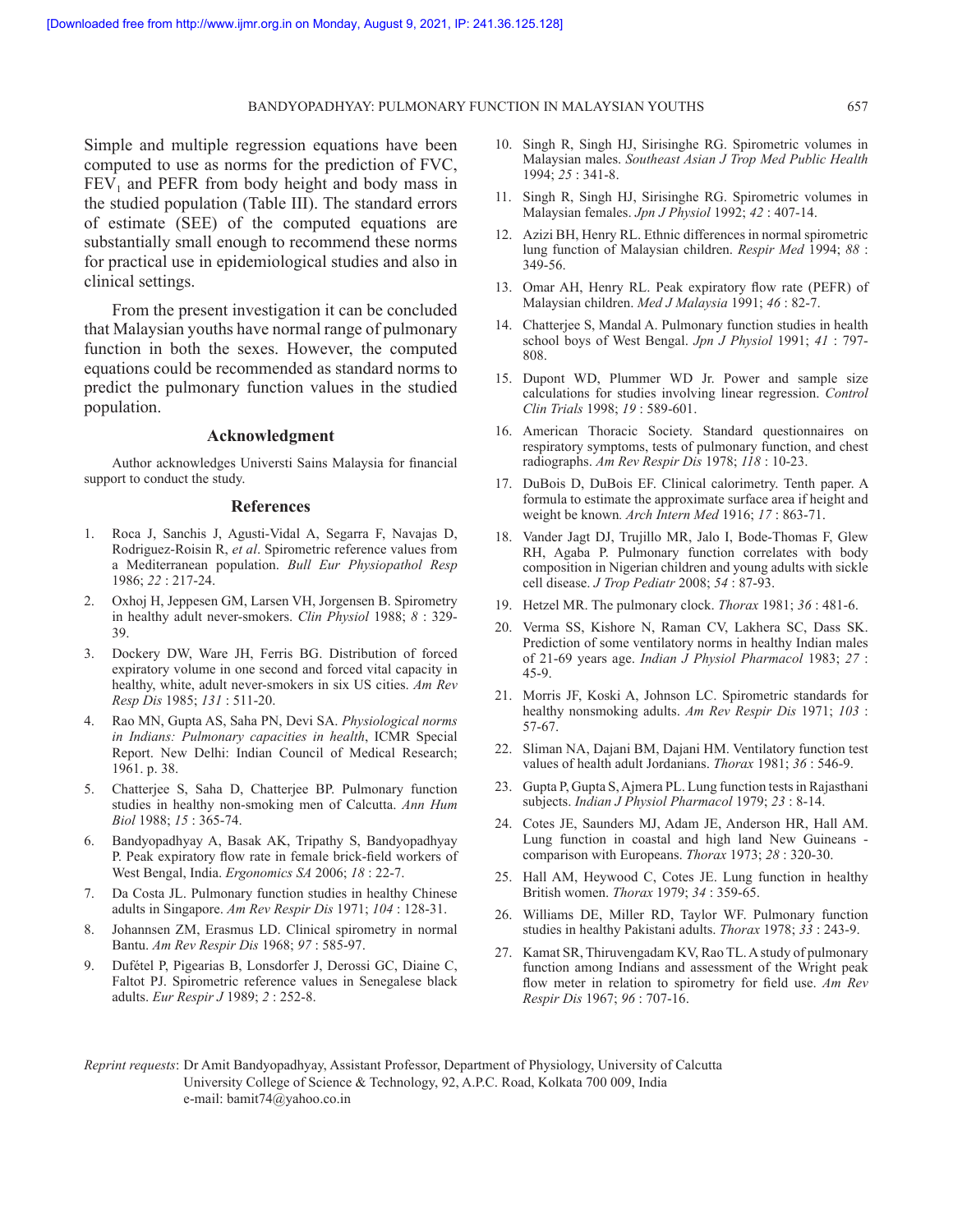Simple and multiple regression equations have been computed to use as norms for the prediction of FVC, $FEV_1$ and PEFR from body height and body mass in the studied population (Table III). The standard errors of estimate (SEE) of the computed equations are substantially small enough to recommend these norms for practical use in epidemiological studies and also in clinical settings.

From the present investigation it can be concluded that Malaysian youths have normal range of pulmonary function in both the sexes. However, the computed equations could be recommended as standard norms to predict the pulmonary function values in the studied population.

### Acknowledgment

Author acknowledges Universti Sains Malaysia for financial support to conduct the study.

### References

1. Roca J, Sanchis J, Agusti-Vidal A, Segarra F, Navajas D, Rodriguez-Roisin R, *et al*. Spirometric reference values from a Mediterranean population. *Bull Eur Physiopathol Resp* 1986; *22* : 217-24.
2. Oxhoj H, Jeppesen GM, Larsen VH, Jorgensen B. Spirometry in healthy adult never-smokers. *Clin Physiol* 1988; *8* : 329-39.
3. Dockery DW, Ware JH, Ferris BG. Distribution of forced expiratory volume in one second and forced vital capacity in healthy, white, adult never-smokers in six US cities. *Am Rev Resp Dis* 1985; *131* : 511-20.
4. Rao MN, Gupta AS, Saha PN, Devi SA. *Physiological norms in Indians: Pulmonary capacities in health*, ICMR Special Report. New Delhi: Indian Council of Medical Research; 1961. p. 38.
5. Chatterjee S, Saha D, Chatterjee BP. Pulmonary function studies in healthy non-smoking men of Calcutta. *Ann Hum Biol* 1988; *15* : 365-74.
6. Bandyopadhyay A, Basak AK, Tripathy S, Bandyopadhyay P. Peak expiratory flow rate in female brick-field workers of West Bengal, India. *Ergonomics SA* 2006; *18* : 22-7.
7. Da Costa JL. Pulmonary function studies in healthy Chinese adults in Singapore. *Am Rev Respir Dis* 1971; *104* : 128-31.
8. Johannsen ZM, Erasmus LD. Clinical spirometry in normal Bantu. *Am Rev Respir Dis* 1968; *97* : 585-97.
9. Dufétel P, Pigearias B, Lonsdorfer J, Derossi GC, Diaine C, Faltot PJ. Spirometric reference values in Senegalese black adults. *Eur Respir J* 1989; *2* : 252-8.
10. Singh R, Singh HJ, Sirisinghe RG. Spirometric volumes in Malaysian males. *Southeast Asian J Trop Med Public Health* 1994; *25* : 341-8.
11. Singh R, Singh HJ, Sirisinghe RG. Spirometric volumes in Malaysian females. *Jpn J Physiol* 1992; *42* : 407-14.
12. Azizi BH, Henry RL. Ethnic differences in normal spirometric lung function of Malaysian children. *Respir Med* 1994; *88* : 349-56.
13. Omar AH, Henry RL. Peak expiratory flow rate (PEFR) of Malaysian children. *Med J Malaysia* 1991; *46* : 82-7.
14. Chatterjee S, Mandal A. Pulmonary function studies in health school boys of West Bengal. *Jpn J Physiol* 1991; *41* : 797-808.
15. Dupont WD, Plummer WD Jr. Power and sample size calculations for studies involving linear regression. *Control Clin Trials* 1998; *19* : 589-601.
16. American Thoracic Society. Standard questionnaires on respiratory symptoms, tests of pulmonary function, and chest radiographs. *Am Rev Respir Dis* 1978; *118* : 10-23.
17. DuBois D, DuBois EF. Clinical calorimetry. Tenth paper. A formula to estimate the approximate surface area if height and weight be known. *Arch Intern Med* 1916; *17* : 863-71.
18. Vander Jagt DJ, Trujillo MR, Jalo I, Bode-Thomas F, Glew RH, Agaba P. Pulmonary function correlates with body composition in Nigerian children and young adults with sickle cell disease. *J Trop Pediatr* 2008; *54* : 87-93.
19. Hetzel MR. The pulmonary clock. *Thorax* 1981; *36* : 481-6.
20. Verma SS, Kishore N, Raman CV, Lakhera SC, Dass SK. Prediction of some ventilatory norms in healthy Indian males of 21-69 years age. *Indian J Physiol Pharmacol* 1983; *27* : 45-9.
21. Morris JF, Koski A, Johnson LC. Spirometric standards for healthy nonsmoking adults. *Am Rev Respir Dis* 1971; *103* : 57-67.
22. Sliman NA, Dajani BM, Dajani HM. Ventilatory function test values of health adult Jordanians. *Thorax* 1981; *36* : 546-9.
23. Gupta P, Gupta S, Ajmera PL. Lung function tests in Rajasthani subjects. *Indian J Physiol Pharmacol* 1979; *23* : 8-14.
24. Cotes JE, Saunders MJ, Adam JE, Anderson HR, Hall AM. Lung function in coastal and high land New Guineans - comparison with Europeans. *Thorax* 1973; *28* : 320-30.
25. Hall AM, Heywood C, Cotes JE. Lung function in healthy British women. *Thorax* 1979; *34* : 359-65.
26. Williams DE, Miller RD, Taylor WF. Pulmonary function studies in healthy Pakistani adults. *Thorax* 1978; *33* : 243-9.
27. Kamat SR, Thiruvengadam KV, Rao TL. A study of pulmonary function among Indians and assessment of the Wright peak flow meter in relation to spirometry for field use. *Am Rev Respir Dis* 1967; *96* : 707-16.

*Reprint requests*: Dr Amit Bandyopadhyay, Assistant Professor, Department of Physiology, University of Calcutta University College of Science & Technology, 92, A.P.C. Road, Kolkata 700 009, India
e-mail: bamit74@yahoo.co.in